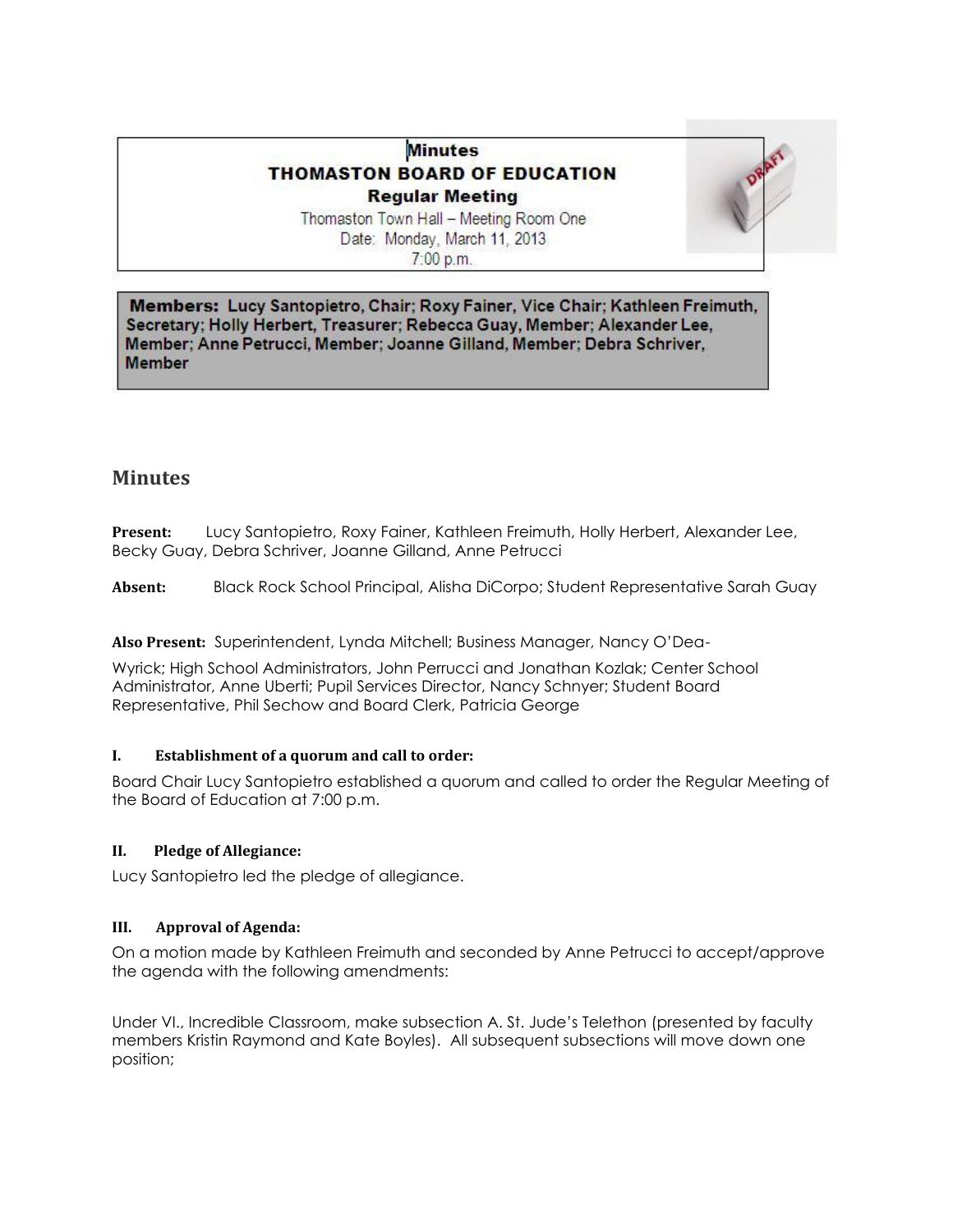**Minutes**

**THOMASTON BOARD OF EDUCATION**

**Regular Meeting**

Thomaston Town Hall – Meeting Room One

Date: Monday, March 11, 2013

7:00 p.m.

**Members: Lucy Santopietro, Chair; Roxy Fainer, Vice Chair; Kathleen Freimuth, Secretary; Holly Herbert, Treasurer; Rebecca Guay, Member; Alexander Lee, Member; Anne Petrucci, Member; Joanne Gilland, Member; Debra Schriver, Member**

## Minutes

**Present:** Lucy Santopietro, Roxy Fainer, Kathleen Freimuth, Holly Herbert, Alexander Lee, Becky Guay, Debra Schriver, Joanne Gilland, Anne Petrucci

**Absent:** Black Rock School Principal, Alisha DiCorpo; Student Representative Sarah Guay

**Also Present:** Superintendent, Lynda Mitchell; Business Manager, Nancy O'Dea-Wyrick; High School Administrators, John Perrucci and Jonathan Kozlak; Center School Administrator, Anne Uberti; Pupil Services Director, Nancy Schnyer; Student Board Representative, Phil Sechow and Board Clerk, Patricia George

### I. Establishment of a quorum and call to order:

Board Chair Lucy Santopietro established a quorum and called to order the Regular Meeting of the Board of Education at 7:00 p.m.

### II. Pledge of Allegiance:

Lucy Santopietro led the pledge of allegiance.

### III. Approval of Agenda:

On a motion made by Kathleen Freimuth and seconded by Anne Petrucci to accept/approve the agenda with the following amendments:

Under VI., Incredible Classroom, make subsection A. St. Jude's Telethon (presented by faculty members Kristin Raymond and Kate Boyles). All subsequent subsections will move down one position;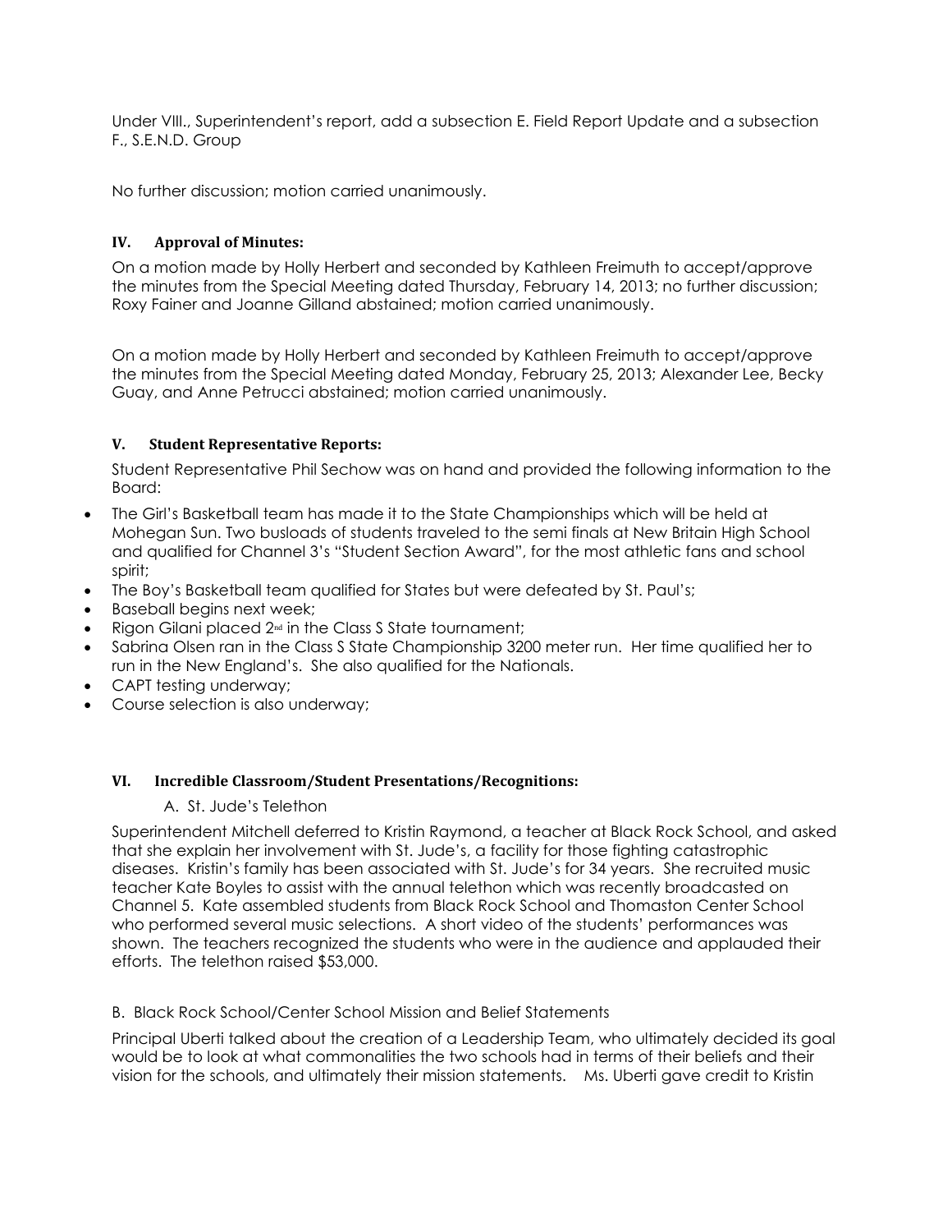Under VIII., Superintendent's report, add a subsection E. Field Report Update and a subsection F., S.E.N.D. Group

No further discussion; motion carried unanimously.

### IV. Approval of Minutes:

On a motion made by Holly Herbert and seconded by Kathleen Freimuth to accept/approve the minutes from the Special Meeting dated Thursday, February 14, 2013; no further discussion; Roxy Fainer and Joanne Gilland abstained; motion carried unanimously.

On a motion made by Holly Herbert and seconded by Kathleen Freimuth to accept/approve the minutes from the Special Meeting dated Monday, February 25, 2013; Alexander Lee, Becky Guay, and Anne Petrucci abstained; motion carried unanimously.

### V. Student Representative Reports:

Student Representative Phil Sechow was on hand and provided the following information to the Board:

- The Girl's Basketball team has made it to the State Championships which will be held at Mohegan Sun. Two busloads of students traveled to the semi finals at New Britain High School and qualified for Channel 3's "Student Section Award", for the most athletic fans and school spirit;
- The Boy's Basketball team qualified for States but were defeated by St. Paul's;
- Baseball begins next week;
- Rigon Gilani placed 2nd in the Class S State tournament;
- Sabrina Olsen ran in the Class S State Championship 3200 meter run. Her time qualified her to run in the New England's. She also qualified for the Nationals.
- CAPT testing underway;
- Course selection is also underway;

### VI. Incredible Classroom/Student Presentations/Recognitions:

A. St. Jude's Telethon

Superintendent Mitchell deferred to Kristin Raymond, a teacher at Black Rock School, and asked that she explain her involvement with St. Jude's, a facility for those fighting catastrophic diseases. Kristin's family has been associated with St. Jude's for 34 years. She recruited music teacher Kate Boyles to assist with the annual telethon which was recently broadcasted on Channel 5. Kate assembled students from Black Rock School and Thomaston Center School who performed several music selections. A short video of the students' performances was shown. The teachers recognized the students who were in the audience and applauded their efforts. The telethon raised $53,000.

B. Black Rock School/Center School Mission and Belief Statements

Principal Uberti talked about the creation of a Leadership Team, who ultimately decided its goal would be to look at what commonalities the two schools had in terms of their beliefs and their vision for the schools, and ultimately their mission statements. Ms. Uberti gave credit to Kristin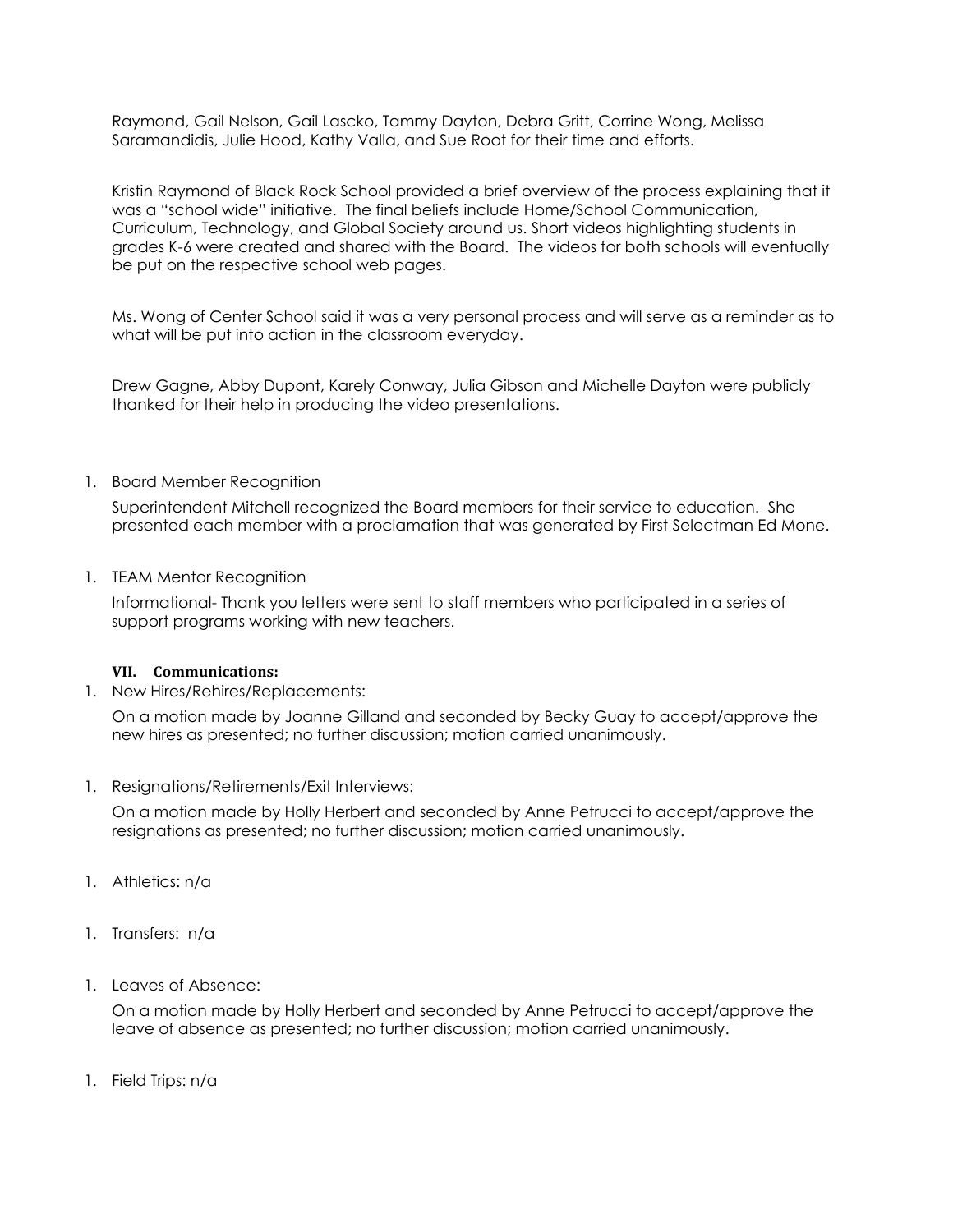Raymond, Gail Nelson, Gail Lascko, Tammy Dayton, Debra Gritt, Corrine Wong, Melissa Saramandidis, Julie Hood, Kathy Valla, and Sue Root for their time and efforts.

Kristin Raymond of Black Rock School provided a brief overview of the process explaining that it was a "school wide" initiative. The final beliefs include Home/School Communication, Curriculum, Technology, and Global Society around us. Short videos highlighting students in grades K-6 were created and shared with the Board. The videos for both schools will eventually be put on the respective school web pages.

Ms. Wong of Center School said it was a very personal process and will serve as a reminder as to what will be put into action in the classroom everyday.

Drew Gagne, Abby Dupont, Karely Conway, Julia Gibson and Michelle Dayton were publicly thanked for their help in producing the video presentations.

1. Board Member Recognition

   Superintendent Mitchell recognized the Board members for their service to education. She presented each member with a proclamation that was generated by First Selectman Ed Mone.

1. TEAM Mentor Recognition

   Informational- Thank you letters were sent to staff members who participated in a series of support programs working with new teachers.

### VII. Communications:

1. New Hires/Rehires/Replacements:

   On a motion made by Joanne Gilland and seconded by Becky Guay to accept/approve the new hires as presented; no further discussion; motion carried unanimously.

1. Resignations/Retirements/Exit Interviews:

   On a motion made by Holly Herbert and seconded by Anne Petrucci to accept/approve the resignations as presented; no further discussion; motion carried unanimously.

1. Athletics: n/a

1. Transfers: n/a

1. Leaves of Absence:

   On a motion made by Holly Herbert and seconded by Anne Petrucci to accept/approve the leave of absence as presented; no further discussion; motion carried unanimously.

1. Field Trips: n/a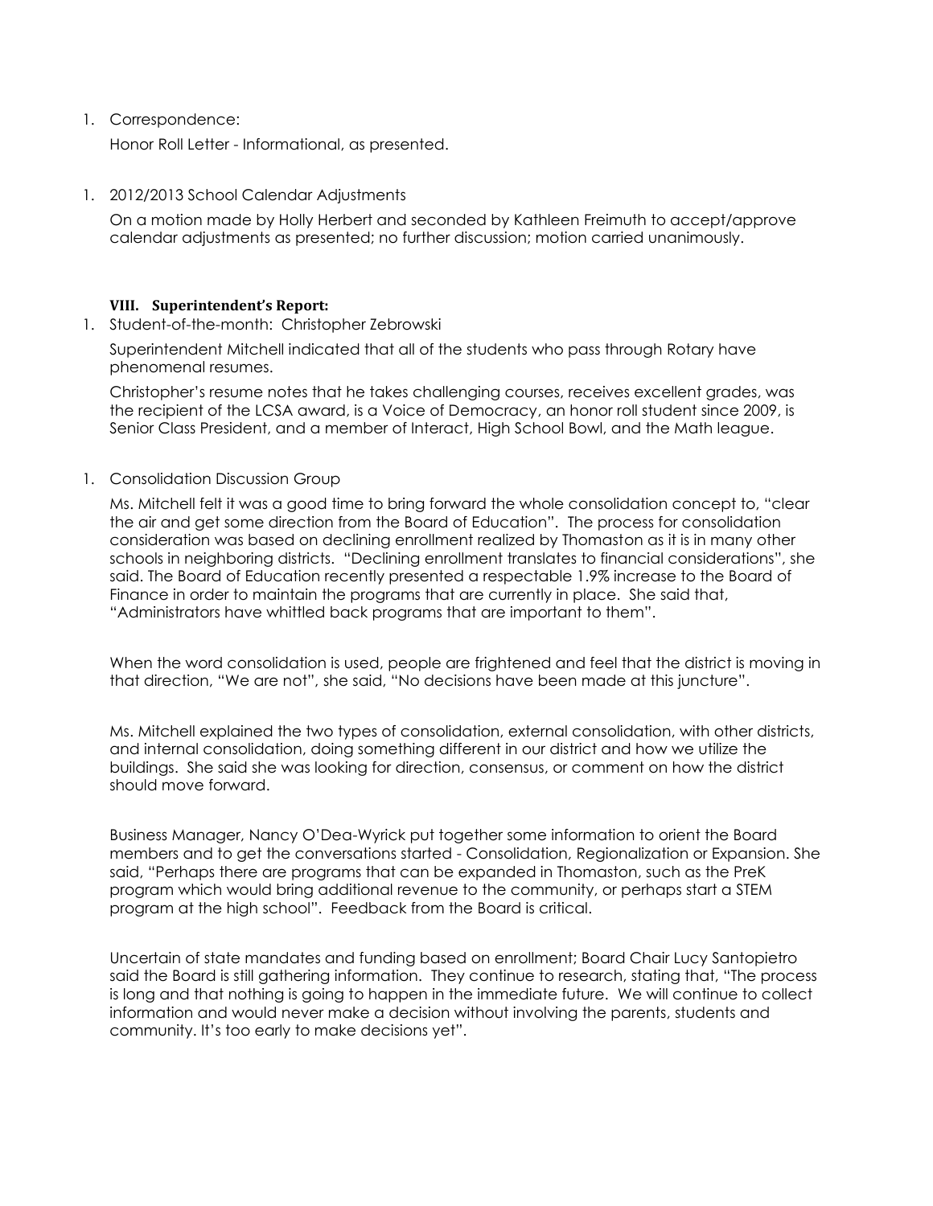1. Correspondence:

   Honor Roll Letter - Informational, as presented.

1. 2012/2013 School Calendar Adjustments

   On a motion made by Holly Herbert and seconded by Kathleen Freimuth to accept/approve calendar adjustments as presented; no further discussion; motion carried unanimously.

**VIII. Superintendent's Report:**

1. Student-of-the-month: Christopher Zebrowski

   Superintendent Mitchell indicated that all of the students who pass through Rotary have phenomenal resumes.

   Christopher's resume notes that he takes challenging courses, receives excellent grades, was the recipient of the LCSA award, is a Voice of Democracy, an honor roll student since 2009, is Senior Class President, and a member of Interact, High School Bowl, and the Math league.

1. Consolidation Discussion Group

   Ms. Mitchell felt it was a good time to bring forward the whole consolidation concept to, "clear the air and get some direction from the Board of Education". The process for consolidation consideration was based on declining enrollment realized by Thomaston as it is in many other schools in neighboring districts. "Declining enrollment translates to financial considerations", she said. The Board of Education recently presented a respectable 1.9% increase to the Board of Finance in order to maintain the programs that are currently in place. She said that, "Administrators have whittled back programs that are important to them".

   When the word consolidation is used, people are frightened and feel that the district is moving in that direction, "We are not", she said, "No decisions have been made at this juncture".

   Ms. Mitchell explained the two types of consolidation, external consolidation, with other districts, and internal consolidation, doing something different in our district and how we utilize the buildings. She said she was looking for direction, consensus, or comment on how the district should move forward.

   Business Manager, Nancy O'Dea-Wyrick put together some information to orient the Board members and to get the conversations started - Consolidation, Regionalization or Expansion. She said, "Perhaps there are programs that can be expanded in Thomaston, such as the PreK program which would bring additional revenue to the community, or perhaps start a STEM program at the high school". Feedback from the Board is critical.

   Uncertain of state mandates and funding based on enrollment; Board Chair Lucy Santopietro said the Board is still gathering information. They continue to research, stating that, "The process is long and that nothing is going to happen in the immediate future. We will continue to collect information and would never make a decision without involving the parents, students and community. It's too early to make decisions yet".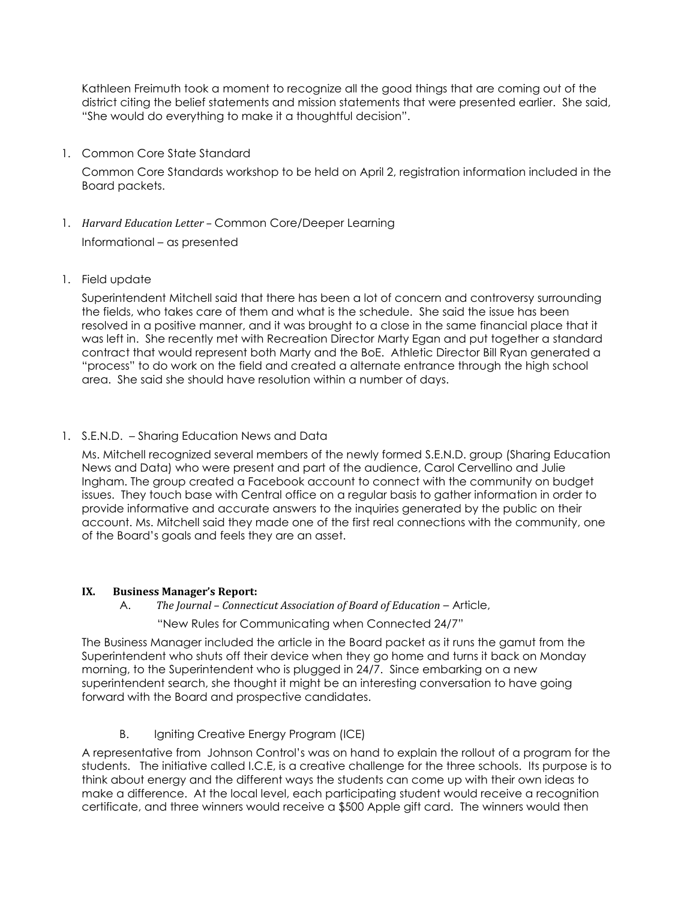Kathleen Freimuth took a moment to recognize all the good things that are coming out of the district citing the belief statements and mission statements that were presented earlier. She said, "She would do everything to make it a thoughtful decision".

1. Common Core State Standard

   Common Core Standards workshop to be held on April 2, registration information included in the Board packets.

1. *Harvard Education Letter* – Common Core/Deeper Learning

   Informational – as presented

1. Field update

   Superintendent Mitchell said that there has been a lot of concern and controversy surrounding the fields, who takes care of them and what is the schedule. She said the issue has been resolved in a positive manner, and it was brought to a close in the same financial place that it was left in. She recently met with Recreation Director Marty Egan and put together a standard contract that would represent both Marty and the BoE. Athletic Director Bill Ryan generated a "process" to do work on the field and created a alternate entrance through the high school area. She said she should have resolution within a number of days.

1. S.E.N.D. – Sharing Education News and Data

   Ms. Mitchell recognized several members of the newly formed S.E.N.D. group (Sharing Education News and Data) who were present and part of the audience, Carol Cervellino and Julie Ingham. The group created a Facebook account to connect with the community on budget issues. They touch base with Central office on a regular basis to gather information in order to provide informative and accurate answers to the inquiries generated by the public on their account. Ms. Mitchell said they made one of the first real connections with the community, one of the Board's goals and feels they are an asset.

**IX. Business Manager's Report:**

A. *The Journal – Connecticut Association of Board of Education* – Article,

"New Rules for Communicating when Connected 24/7"

The Business Manager included the article in the Board packet as it runs the gamut from the Superintendent who shuts off their device when they go home and turns it back on Monday morning, to the Superintendent who is plugged in 24/7. Since embarking on a new superintendent search, she thought it might be an interesting conversation to have going forward with the Board and prospective candidates.

B. Igniting Creative Energy Program (ICE)

A representative from Johnson Control's was on hand to explain the rollout of a program for the students. The initiative called I.C.E, is a creative challenge for the three schools. Its purpose is to think about energy and the different ways the students can come up with their own ideas to make a difference. At the local level, each participating student would receive a recognition certificate, and three winners would receive a $500 Apple gift card. The winners would then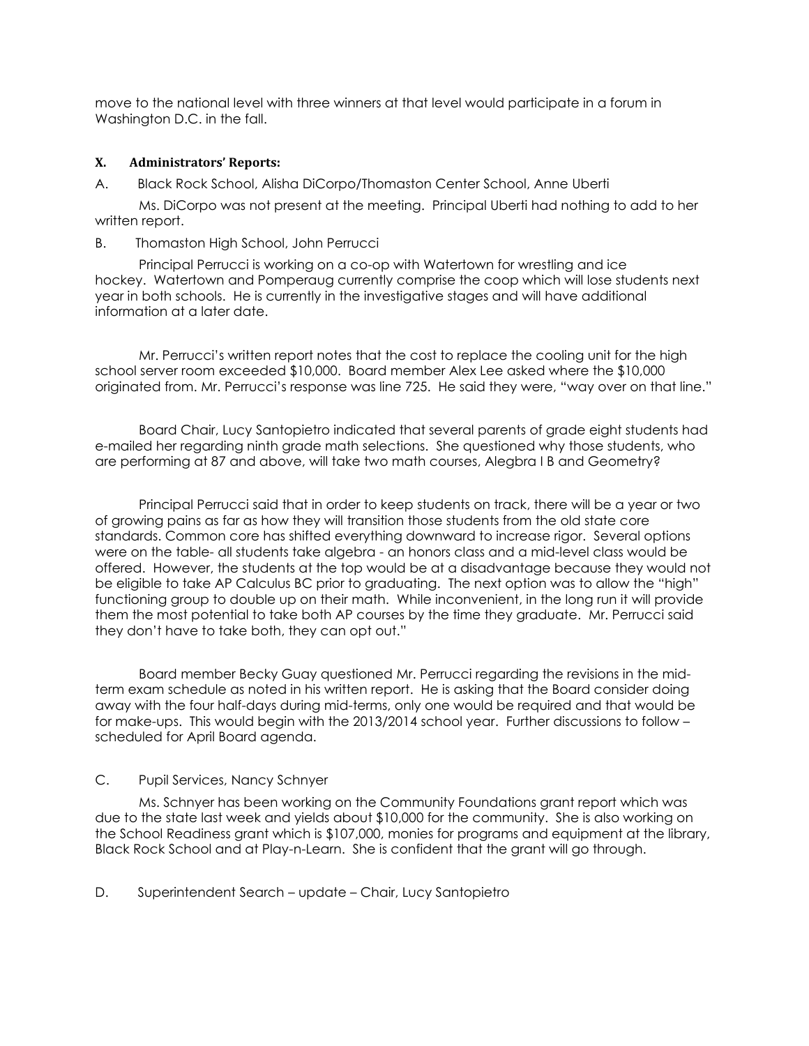move to the national level with three winners at that level would participate in a forum in Washington D.C. in the fall.

## X. Administrators' Reports:

A. Black Rock School, Alisha DiCorpo/Thomaston Center School, Anne Uberti

Ms. DiCorpo was not present at the meeting. Principal Uberti had nothing to add to her written report.

B. Thomaston High School, John Perrucci

Principal Perrucci is working on a co-op with Watertown for wrestling and ice hockey. Watertown and Pomperaug currently comprise the coop which will lose students next year in both schools. He is currently in the investigative stages and will have additional information at a later date.

Mr. Perrucci's written report notes that the cost to replace the cooling unit for the high school server room exceeded $10,000. Board member Alex Lee asked where the $10,000 originated from. Mr. Perrucci's response was line 725. He said they were, "way over on that line."

Board Chair, Lucy Santopietro indicated that several parents of grade eight students had e-mailed her regarding ninth grade math selections. She questioned why those students, who are performing at 87 and above, will take two math courses, Alegbra I B and Geometry?

Principal Perrucci said that in order to keep students on track, there will be a year or two of growing pains as far as how they will transition those students from the old state core standards. Common core has shifted everything downward to increase rigor. Several options were on the table- all students take algebra - an honors class and a mid-level class would be offered. However, the students at the top would be at a disadvantage because they would not be eligible to take AP Calculus BC prior to graduating. The next option was to allow the "high" functioning group to double up on their math. While inconvenient, in the long run it will provide them the most potential to take both AP courses by the time they graduate. Mr. Perrucci said they don't have to take both, they can opt out."

Board member Becky Guay questioned Mr. Perrucci regarding the revisions in the mid-term exam schedule as noted in his written report. He is asking that the Board consider doing away with the four half-days during mid-terms, only one would be required and that would be for make-ups. This would begin with the 2013/2014 school year. Further discussions to follow – scheduled for April Board agenda.

C. Pupil Services, Nancy Schnyer

Ms. Schnyer has been working on the Community Foundations grant report which was due to the state last week and yields about $10,000 for the community. She is also working on the School Readiness grant which is $107,000, monies for programs and equipment at the library, Black Rock School and at Play-n-Learn. She is confident that the grant will go through.

D. Superintendent Search – update – Chair, Lucy Santopietro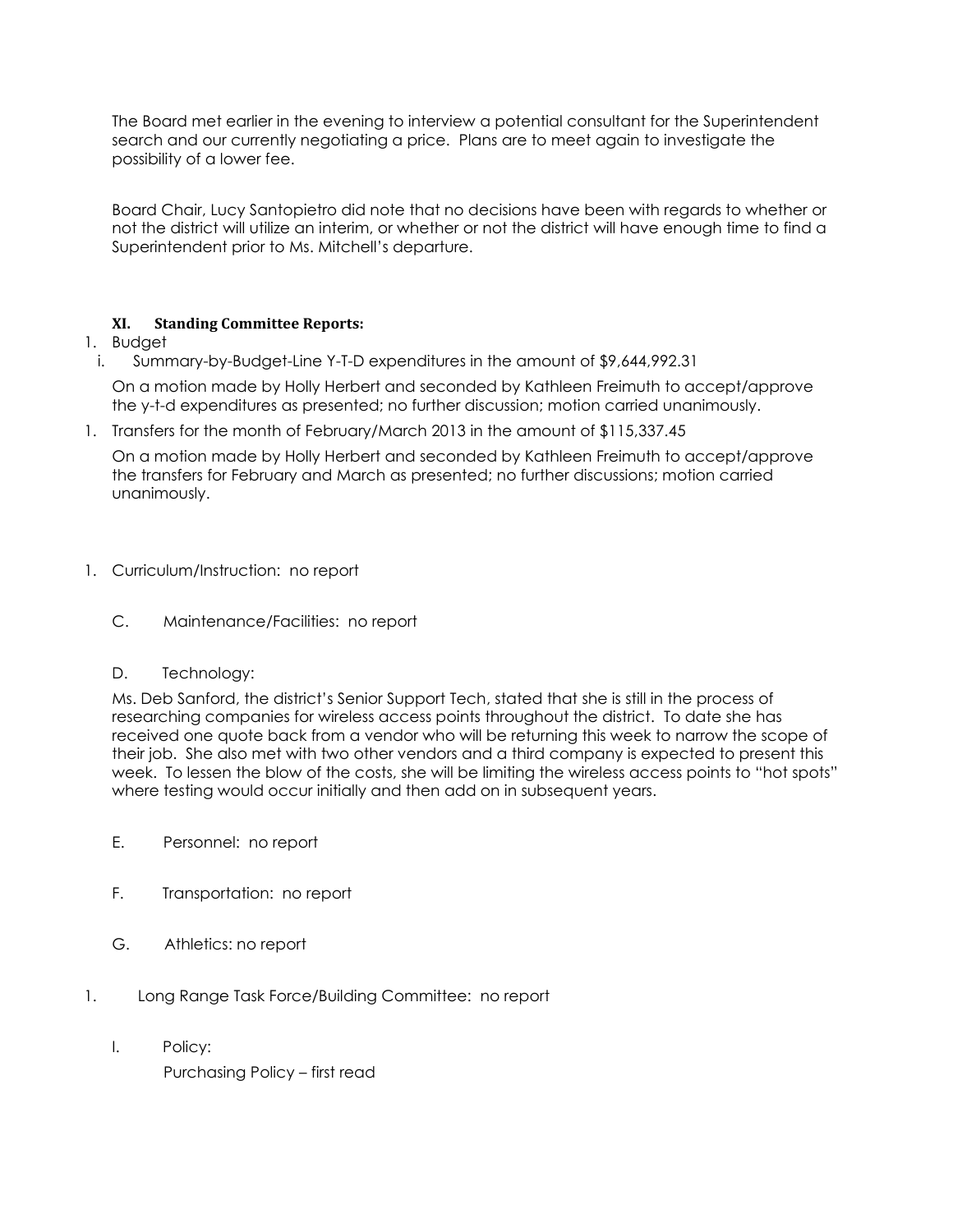The Board met earlier in the evening to interview a potential consultant for the Superintendent search and our currently negotiating a price. Plans are to meet again to investigate the possibility of a lower fee.

Board Chair, Lucy Santopietro did note that no decisions have been with regards to whether or not the district will utilize an interim, or whether or not the district will have enough time to find a Superintendent prior to Ms. Mitchell's departure.

### XI. Standing Committee Reports:

1. Budget
   i. Summary-by-Budget-Line Y-T-D expenditures in the amount of $9,644,992.31

   On a motion made by Holly Herbert and seconded by Kathleen Freimuth to accept/approve the y-t-d expenditures as presented; no further discussion; motion carried unanimously.

1. Transfers for the month of February/March 2013 in the amount of $115,337.45

   On a motion made by Holly Herbert and seconded by Kathleen Freimuth to accept/approve the transfers for February and March as presented; no further discussions; motion carried unanimously.

1. Curriculum/Instruction: no report

   C. Maintenance/Facilities: no report

   D. Technology:

   Ms. Deb Sanford, the district's Senior Support Tech, stated that she is still in the process of researching companies for wireless access points throughout the district. To date she has received one quote back from a vendor who will be returning this week to narrow the scope of their job. She also met with two other vendors and a third company is expected to present this week. To lessen the blow of the costs, she will be limiting the wireless access points to "hot spots" where testing would occur initially and then add on in subsequent years.

   E. Personnel: no report

   F. Transportation: no report

   G. Athletics: no report

1. Long Range Task Force/Building Committee: no report

   I. Policy:

   Purchasing Policy – first read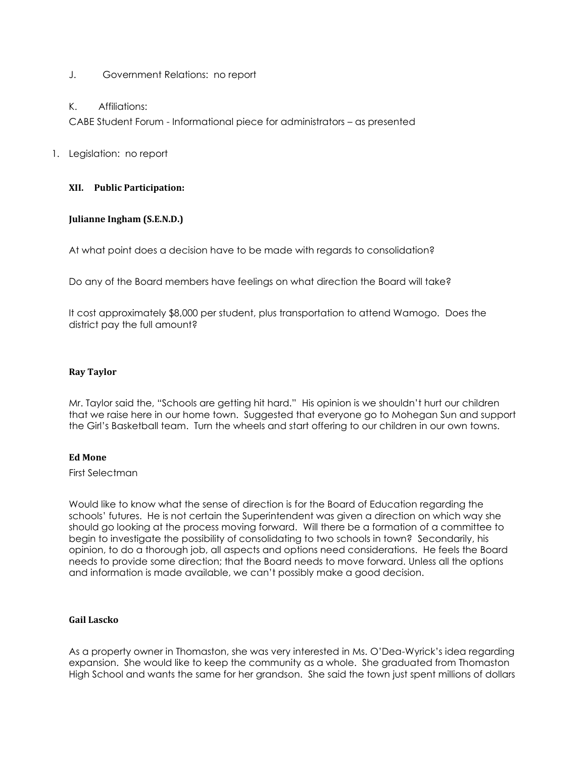J. Government Relations: no report

K. Affiliations:

CABE Student Forum - Informational piece for administrators – as presented

1. Legislation: no report

### XII. Public Participation:

**Julianne Ingham (S.E.N.D.)**

At what point does a decision have to be made with regards to consolidation?

Do any of the Board members have feelings on what direction the Board will take?

It cost approximately $8,000 per student, plus transportation to attend Wamogo. Does the district pay the full amount?

**Ray Taylor**

Mr. Taylor said the, "Schools are getting hit hard." His opinion is we shouldn't hurt our children that we raise here in our home town. Suggested that everyone go to Mohegan Sun and support the Girl's Basketball team. Turn the wheels and start offering to our children in our own towns.

**Ed Mone**

First Selectman

Would like to know what the sense of direction is for the Board of Education regarding the schools' futures. He is not certain the Superintendent was given a direction on which way she should go looking at the process moving forward. Will there be a formation of a committee to begin to investigate the possibility of consolidating to two schools in town? Secondarily, his opinion, to do a thorough job, all aspects and options need considerations. He feels the Board needs to provide some direction; that the Board needs to move forward. Unless all the options and information is made available, we can't possibly make a good decision.

**Gail Lascko**

As a property owner in Thomaston, she was very interested in Ms. O'Dea-Wyrick's idea regarding expansion. She would like to keep the community as a whole. She graduated from Thomaston High School and wants the same for her grandson. She said the town just spent millions of dollars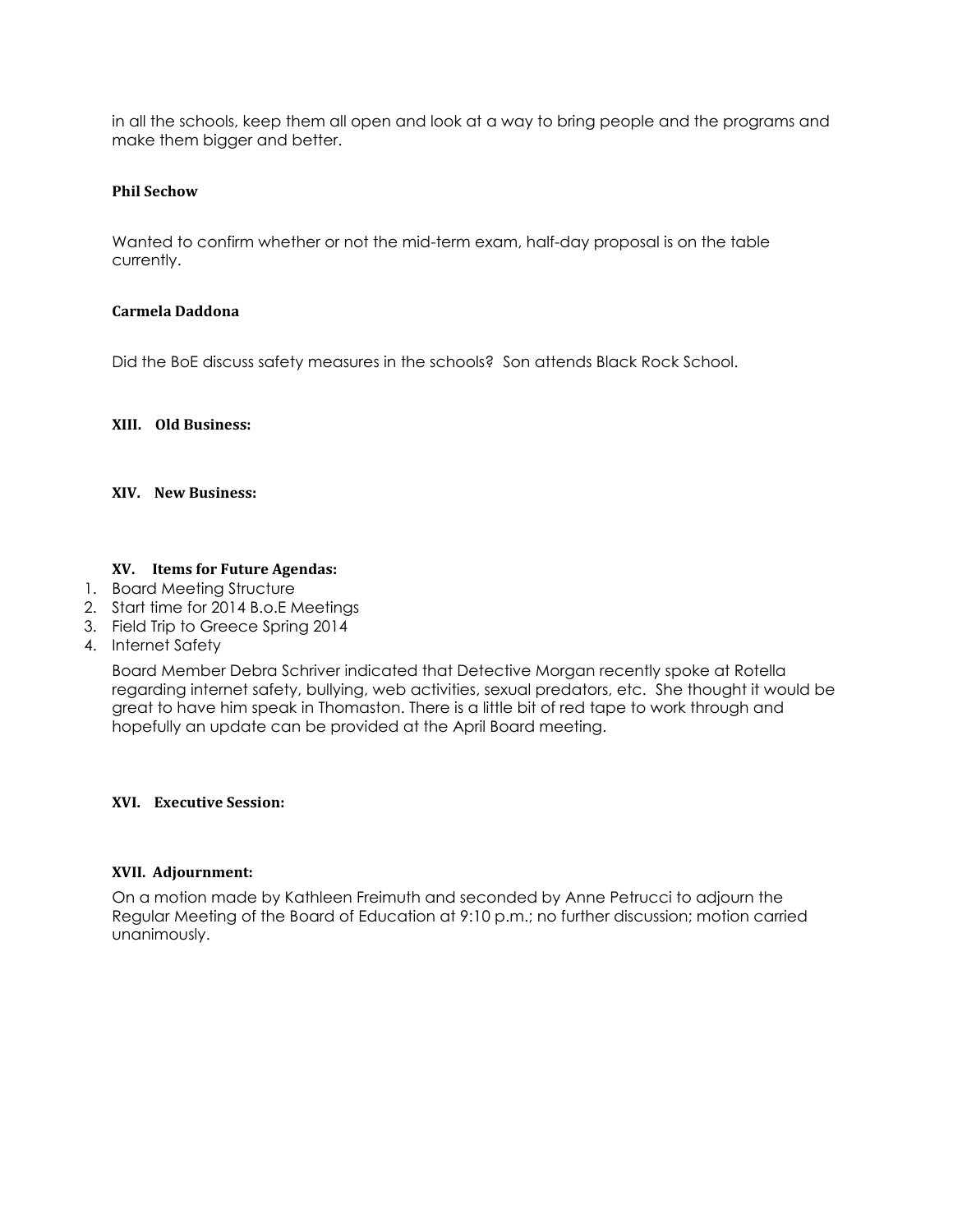in all the schools, keep them all open and look at a way to bring people and the programs and make them bigger and better.

**Phil Sechow**

Wanted to confirm whether or not the mid-term exam, half-day proposal is on the table currently.

**Carmela Daddona**

Did the BoE discuss safety measures in the schools? Son attends Black Rock School.

## XIII. Old Business:

## XIV. New Business:

## XV. Items for Future Agendas:

1. Board Meeting Structure
2. Start time for 2014 B.o.E Meetings
3. Field Trip to Greece Spring 2014
4. Internet Safety

   Board Member Debra Schriver indicated that Detective Morgan recently spoke at Rotella regarding internet safety, bullying, web activities, sexual predators, etc. She thought it would be great to have him speak in Thomaston. There is a little bit of red tape to work through and hopefully an update can be provided at the April Board meeting.

## XVI. Executive Session:

## XVII. Adjournment:

On a motion made by Kathleen Freimuth and seconded by Anne Petrucci to adjourn the Regular Meeting of the Board of Education at 9:10 p.m.; no further discussion; motion carried unanimously.